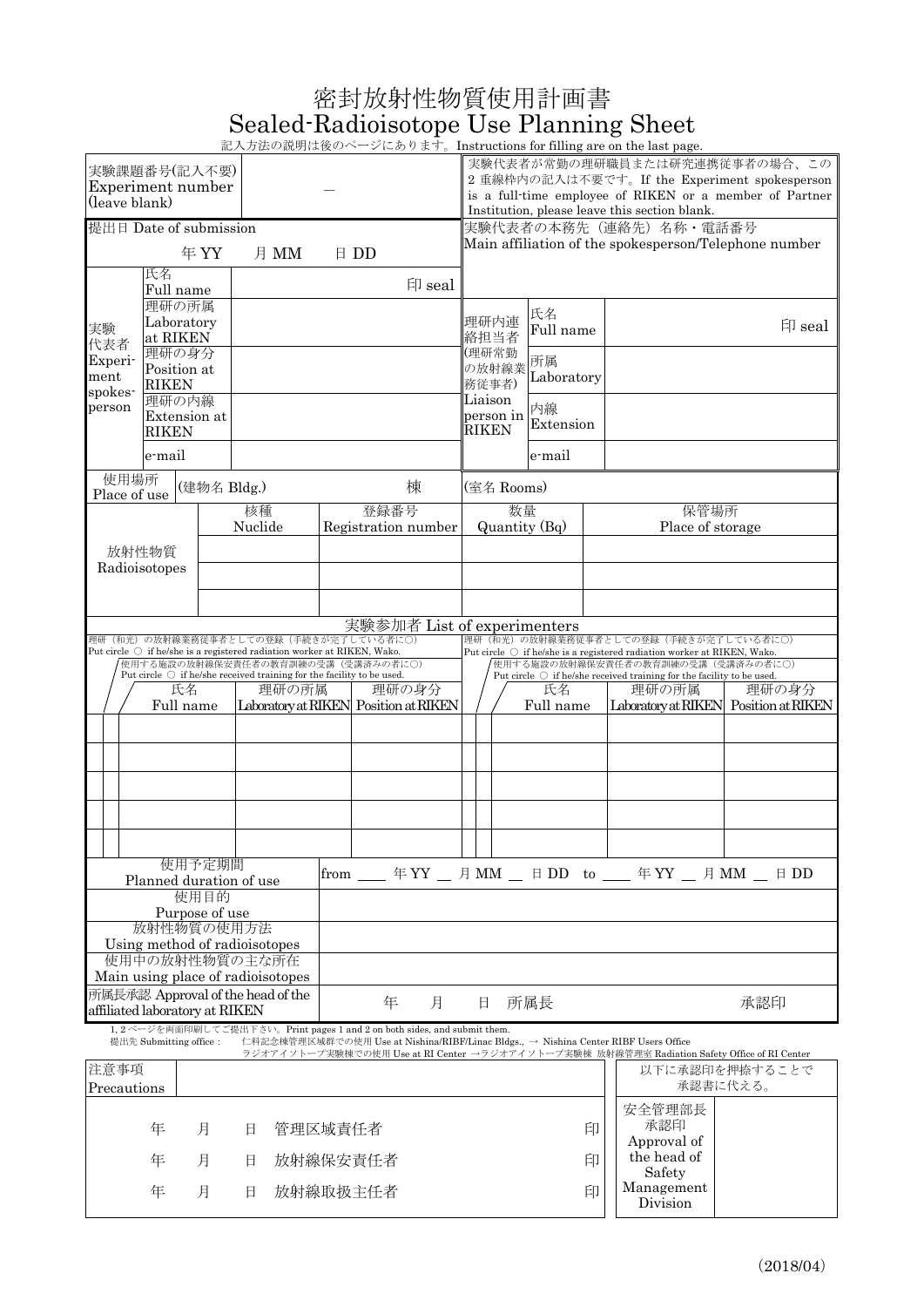# 密封放射性物質使用計画書
# Sealed-Radioisotope Use Planning Sheet

記入方法の説明は後のページにあります。Instructions for filling are on the last page.

| 実験課題番号(記入不要) Experiment number (leave blank) | — | 実験代表者が常勤の理研職員または研究連携従事者の場合、この2重線枠内の記入は不要です。If the Experiment spokesperson is a full-time employee of RIKEN or a member of Partner Institution, please leave this section blank. |
|---|---|---|
| 提出日 Date of submission | 年 YY　月 MM　日 DD | 実験代表者の本務先（連絡先）名称・電話番号 Main affiliation of the spokesperson/Telephone number |

| 実験代表者 Experiment spokesperson | | | 理研内連絡担当者（理研常勤の放射線業務従事者） Liaison person in RIKEN | | |
|---|---|---|---|---|---|
| | 氏名 Full name | 印 seal | | 氏名 Full name | 印 seal |
| | 理研の所属 Laboratory at RIKEN | | | 所属 Laboratory | |
| | 理研の身分 Position at RIKEN | | | 内線 Extension | |
| | 理研の内線 Extension at RIKEN | | | | |
| | e-mail | | | e-mail | |

| 使用場所 Place of use | (建物名 Bldg.)　棟 | (室名 Rooms) | |
|---|---|---|---|

| 放射性物質 Radioisotopes | 核種 Nuclide | 登録番号 Registration number | 数量 Quantity (Bq) | 保管場所 Place of storage |
|---|---|---|---|---|
| | | | | |
| | | | | |
| | | | | |

## 実験参加者 List of experimenters

理研（和光）の放射線業務従事者としての登録（手続きが完了している者に○）
Put circle ○ if he/she is a registered radiation worker at RIKEN, Wako.

使用する施設の放射線保安責任者の教育訓練の受講（受講済みの者に○）
Put circle ○ if he/she received training for the facility to be used.

| 登録 | 教育訓練 | 氏名 Full name | 理研の所属 Laboratory at RIKEN | 理研の身分 Position at RIKEN | 登録 | 教育訓練 | 氏名 Full name | 理研の所属 Laboratory at RIKEN | 理研の身分 Position at RIKEN |
|---|---|---|---|---|---|---|---|---|---|
| | | | | | | | | | |
| | | | | | | | | | |
| | | | | | | | | | |
| | | | | | | | | | |
| | | | | | | | | | |

| 使用予定期間 Planned duration of use | from ＿＿ 年 YY ＿ 月 MM ＿ 日 DD to ＿＿ 年 YY ＿ 月 MM ＿ 日 DD |
|---|---|
| 使用目的 Purpose of use | |
| 放射性物質の使用方法 Using method of radioisotopes | |
| 使用中の放射性物質の主な所在 Main using place of radioisotopes | |
| 所属長承認 Approval of the head of the affiliated laboratory at RIKEN | 年　月　日　所属長　　承認印 |

1, 2ページを両面印刷してご提出下さい。Print pages 1 and 2 on both sides, and submit them.

提出先 Submitting office：　仁科記念棟管理区域群での使用 Use at Nishina/RIBF/Linac Bldgs., → Nishina Center RIBF Users Office
ラジオアイソトープ実験棟での使用 Use at RI Center →ラジオアイソトープ実験棟 放射線管理室 Radiation Safety Office of RI Center

| 注意事項 Precautions | | 以下に承認印を押捺することで承認書に代える。 | |
|---|---|---|---|
| 年　月　日　管理区域責任者 | 印 | 安全管理部長承認印 Approval of the head of Safety Management Division | |
| 年　月　日　放射線保安責任者 | 印 | | |
| 年　月　日　放射線取扱主任者 | 印 | | |

(2018/04)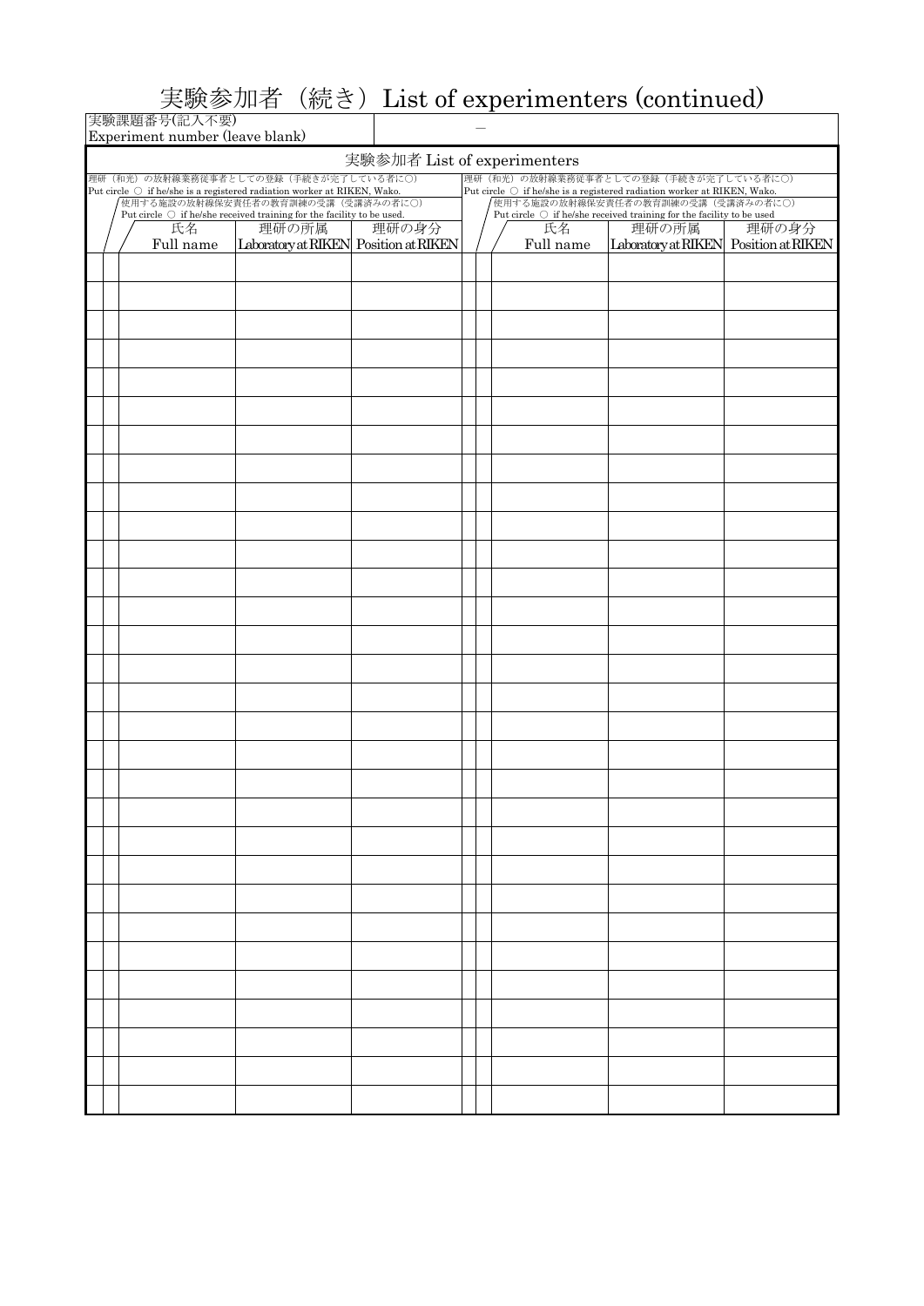# 実験参加者（続き）List of experimenters (continued)

| 実験課題番号(記入不要) Experiment number (leave blank) | － |
|---|---|

実験参加者 List of experimenters

理研（和光）の放射線業務従事者としての登録（手続きが完了している者に○）
Put circle ○ if he/she is a registered radiation worker at RIKEN, Wako.

使用する施設の放射線保安責任者の教育訓練の受講（受講済みの者に○）
Put circle ○ if he/she received training for the facility to be used.

| 理研（和光）の放射線業務従事者としての登録 | 使用する施設の放射線保安責任者の教育訓練の受講 | 氏名 Full name | 理研の所属 Laboratory at RIKEN | 理研の身分 Position at RIKEN | 理研（和光）の放射線業務従事者としての登録 | 使用する施設の放射線保安責任者の教育訓練の受講 | 氏名 Full name | 理研の所属 Laboratory at RIKEN | 理研の身分 Position at RIKEN |
|---|---|---|---|---|---|---|---|---|---|
| | | | | | | | | | |
| | | | | | | | | | |
| | | | | | | | | | |
| | | | | | | | | | |
| | | | | | | | | | |
| | | | | | | | | | |
| | | | | | | | | | |
| | | | | | | | | | |
| | | | | | | | | | |
| | | | | | | | | | |
| | | | | | | | | | |
| | | | | | | | | | |
| | | | | | | | | | |
| | | | | | | | | | |
| | | | | | | | | | |
| | | | | | | | | | |
| | | | | | | | | | |
| | | | | | | | | | |
| | | | | | | | | | |
| | | | | | | | | | |
| | | | | | | | | | |
| | | | | | | | | | |
| | | | | | | | | | |
| | | | | | | | | | |
| | | | | | | | | | |
| | | | | | | | | | |
| | | | | | | | | | |
| | | | | | | | | | |
| | | | | | | | | | |
| | | | | | | | | | |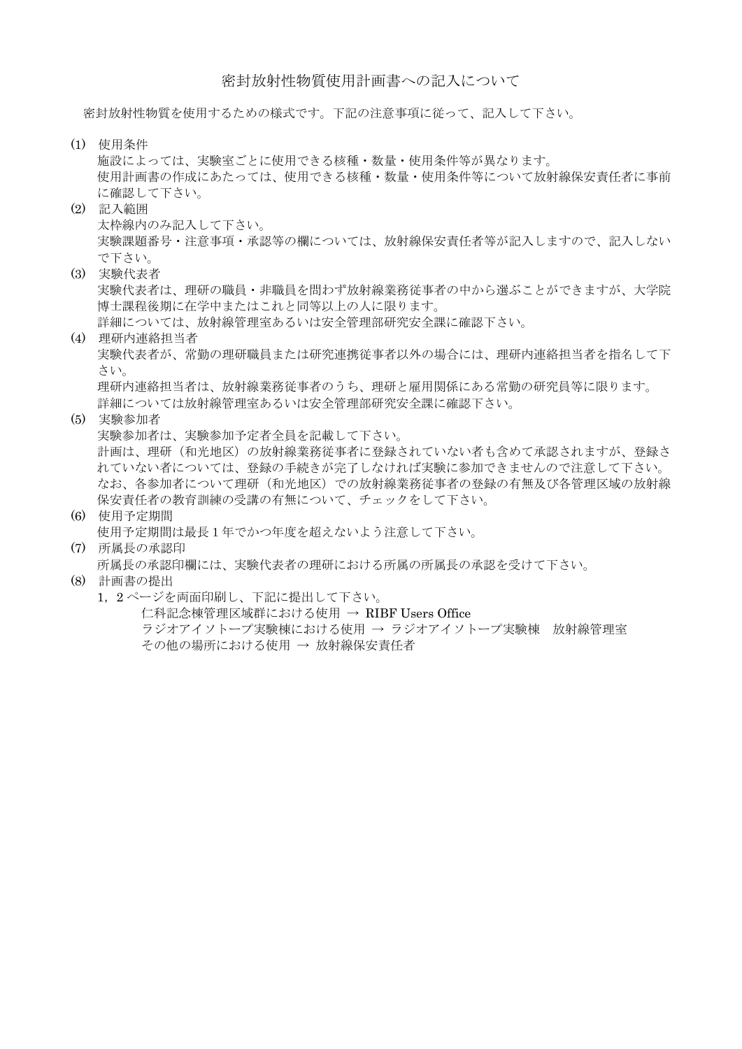# 密封放射性物質使用計画書への記入について

密封放射性物質を使用するための様式です。下記の注意事項に従って、記入して下さい。

(1) 使用条件
施設によっては、実験室ごとに使用できる核種・数量・使用条件等が異なります。
使用計画書の作成にあたっては、使用できる核種・数量・使用条件等について放射線保安責任者に事前に確認して下さい。

(2) 記入範囲
太枠線内のみ記入して下さい。
実験課題番号・注意事項・承認等の欄については、放射線保安責任者等が記入しますので、記入しないで下さい。

(3) 実験代表者
実験代表者は、理研の職員・非職員を問わず放射線業務従事者の中から選ぶことができますが、大学院博士課程後期に在学中またはこれと同等以上の人に限ります。
詳細については、放射線管理室あるいは安全管理部研究安全課に確認下さい。

(4) 理研内連絡担当者
実験代表者が、常勤の理研職員または研究連携従事者以外の場合には、理研内連絡担当者を指名して下さい。
理研内連絡担当者は、放射線業務従事者のうち、理研と雇用関係にある常勤の研究員等に限ります。
詳細については放射線管理室あるいは安全管理部研究安全課に確認下さい。

(5) 実験参加者
実験参加者は、実験参加予定者全員を記載して下さい。
計画は、理研（和光地区）の放射線業務従事者に登録されていない者も含めて承認されますが、登録されていない者については、登録の手続きが完了しなければ実験に参加できませんので注意して下さい。
なお、各参加者について理研（和光地区）での放射線業務従事者の登録の有無及び各管理区域の放射線保安責任者の教育訓練の受講の有無について、チェックをして下さい。

(6) 使用予定期間
使用予定期間は最長 1 年でかつ年度を超えないよう注意して下さい。

(7) 所属長の承認印
所属長の承認印欄には、実験代表者の理研における所属の所属長の承認を受けて下さい。

(8) 計画書の提出
1，2 ページを両面印刷し、下記に提出して下さい。
　仁科記念棟管理区域群における使用 → RIBF Users Office
　ラジオアイソトープ実験棟における使用 → ラジオアイソトープ実験棟　放射線管理室
　その他の場所における使用 → 放射線保安責任者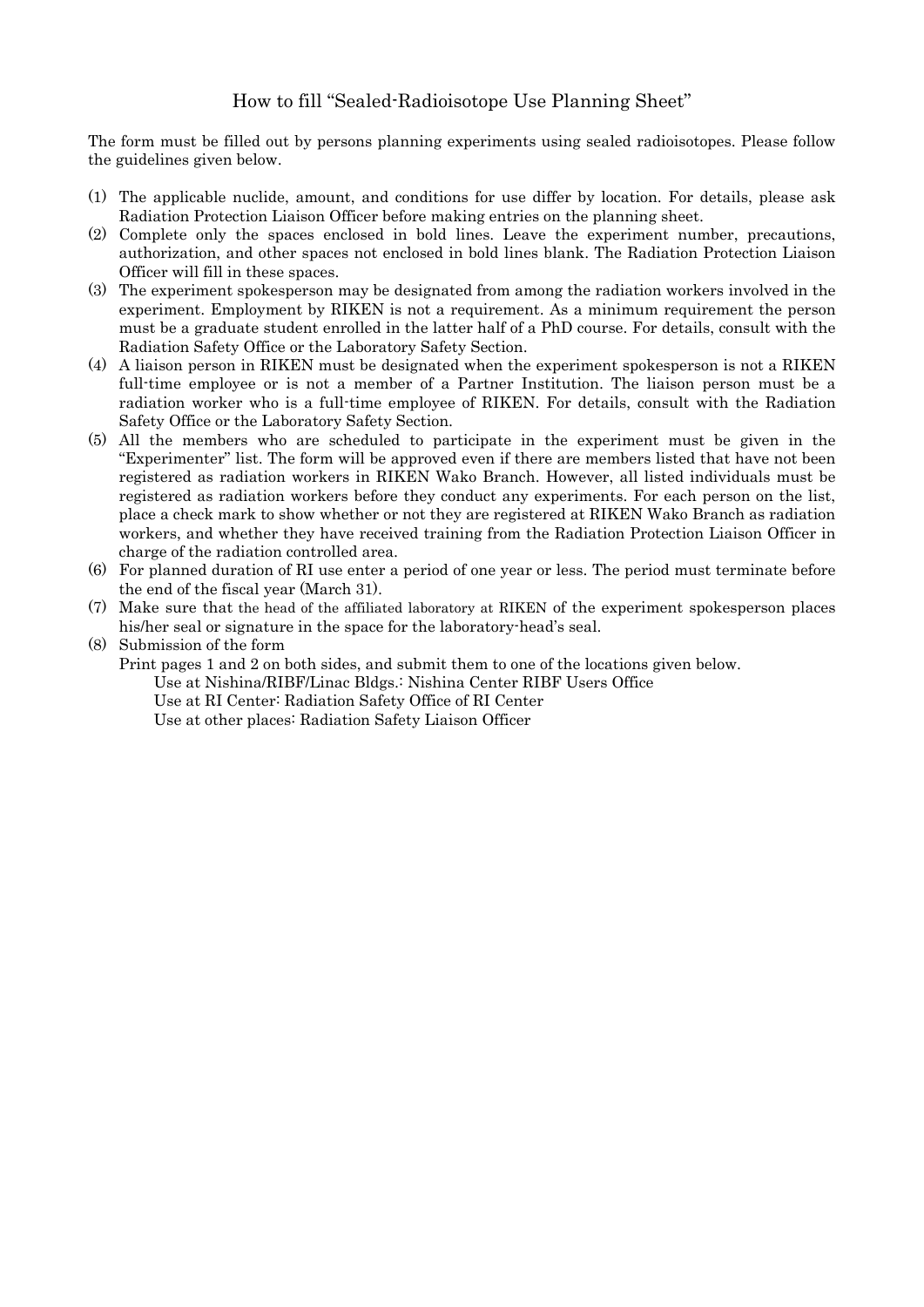# How to fill "Sealed-Radioisotope Use Planning Sheet"

The form must be filled out by persons planning experiments using sealed radioisotopes. Please follow the guidelines given below.

(1) The applicable nuclide, amount, and conditions for use differ by location. For details, please ask Radiation Protection Liaison Officer before making entries on the planning sheet.

(2) Complete only the spaces enclosed in bold lines. Leave the experiment number, precautions, authorization, and other spaces not enclosed in bold lines blank. The Radiation Protection Liaison Officer will fill in these spaces.

(3) The experiment spokesperson may be designated from among the radiation workers involved in the experiment. Employment by RIKEN is not a requirement. As a minimum requirement the person must be a graduate student enrolled in the latter half of a PhD course. For details, consult with the Radiation Safety Office or the Laboratory Safety Section.

(4) A liaison person in RIKEN must be designated when the experiment spokesperson is not a RIKEN full-time employee or is not a member of a Partner Institution. The liaison person must be a radiation worker who is a full-time employee of RIKEN. For details, consult with the Radiation Safety Office or the Laboratory Safety Section.

(5) All the members who are scheduled to participate in the experiment must be given in the "Experimenter" list. The form will be approved even if there are members listed that have not been registered as radiation workers in RIKEN Wako Branch. However, all listed individuals must be registered as radiation workers before they conduct any experiments. For each person on the list, place a check mark to show whether or not they are registered at RIKEN Wako Branch as radiation workers, and whether they have received training from the Radiation Protection Liaison Officer in charge of the radiation controlled area.

(6) For planned duration of RI use enter a period of one year or less. The period must terminate before the end of the fiscal year (March 31).

(7) Make sure that the head of the affiliated laboratory at RIKEN of the experiment spokesperson places his/her seal or signature in the space for the laboratory-head's seal.

(8) Submission of the form

Print pages 1 and 2 on both sides, and submit them to one of the locations given below.

Use at Nishina/RIBF/Linac Bldgs.: Nishina Center RIBF Users Office
Use at RI Center: Radiation Safety Office of RI Center
Use at other places: Radiation Safety Liaison Officer